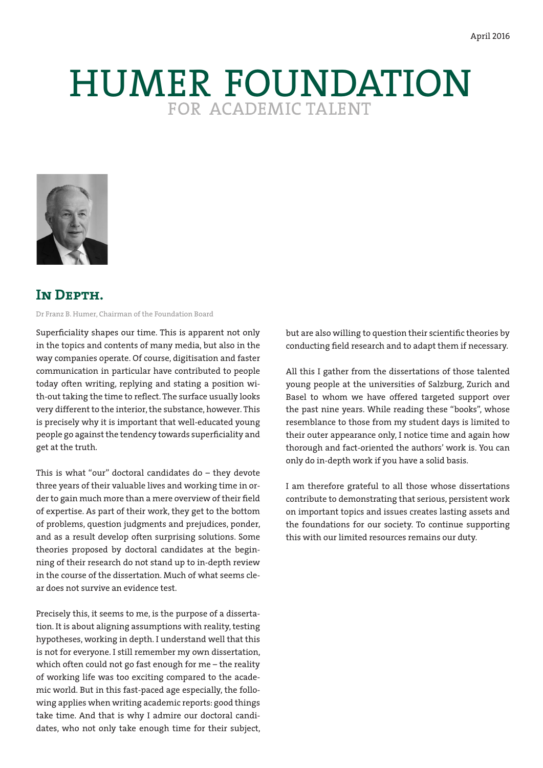April 2016

# HUMER FOUNDATION

FOR ACADEMIC TALENT

## In Depth.

Dr Franz B. Humer, Chairman of the Foundation Board

Superficiality shapes our time. This is apparent not only in the topics and contents of many media, but also in the way companies operate. Of course, digitisation and faster communication in particular have contributed to people today often writing, replying and stating a position without taking the time to reflect. The surface usually looks very different to the interior, the substance, however. This is precisely why it is important that well-educated young people go against the tendency towards superficiality and get at the truth.

This is what "our" doctoral candidates do – they devote three years of their valuable lives and working time in order to gain much more than a mere overview of their field of expertise. As part of their work, they get to the bottom of problems, question judgments and prejudices, ponder, and as a result develop often surprising solutions. Some theories proposed by doctoral candidates at the beginning of their research do not stand up to in-depth review in the course of the dissertation. Much of what seems clear does not survive an evidence test.

Precisely this, it seems to me, is the purpose of a dissertation. It is about aligning assumptions with reality, testing hypotheses, working in depth. I understand well that this is not for everyone. I still remember my own dissertation, which often could not go fast enough for me – the reality of working life was too exciting compared to the academic world. But in this fast-paced age especially, the following applies when writing academic reports: good things take time. And that is why I admire our doctoral candidates, who not only take enough time for their subject, but are also willing to question their scientific theories by conducting field research and to adapt them if necessary.

All this I gather from the dissertations of those talented young people at the universities of Salzburg, Zurich and Basel to whom we have offered targeted support over the past nine years. While reading these "books", whose resemblance to those from my student days is limited to their outer appearance only, I notice time and again how thorough and fact-oriented the authors' work is. You can only do in-depth work if you have a solid basis.

I am therefore grateful to all those whose dissertations contribute to demonstrating that serious, persistent work on important topics and issues creates lasting assets and the foundations for our society. To continue supporting this with our limited resources remains our duty.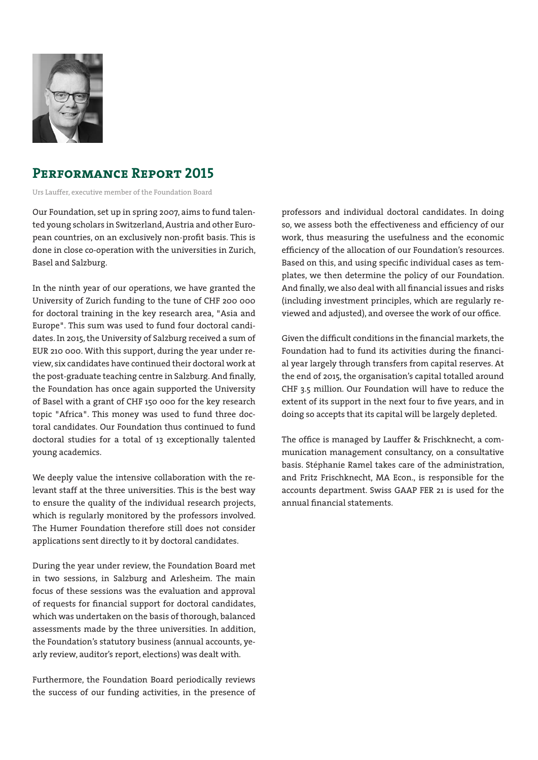## Performance Report 2015

Urs Lauffer, executive member of the Foundation Board

Our Foundation, set up in spring 2007, aims to fund talented young scholars in Switzerland, Austria and other European countries, on an exclusively non-profit basis. This is done in close co-operation with the universities in Zurich, Basel and Salzburg.

In the ninth year of our operations, we have granted the University of Zurich funding to the tune of CHF 200 000 for doctoral training in the key research area, "Asia and Europe". This sum was used to fund four doctoral candidates. In 2015, the University of Salzburg received a sum of EUR 210 000. With this support, during the year under review, six candidates have continued their doctoral work at the post-graduate teaching centre in Salzburg. And finally, the Foundation has once again supported the University of Basel with a grant of CHF 150 000 for the key research topic "Africa". This money was used to fund three doctoral candidates. Our Foundation thus continued to fund doctoral studies for a total of 13 exceptionally talented young academics.

We deeply value the intensive collaboration with the relevant staff at the three universities. This is the best way to ensure the quality of the individual research projects, which is regularly monitored by the professors involved. The Humer Foundation therefore still does not consider applications sent directly to it by doctoral candidates.

During the year under review, the Foundation Board met in two sessions, in Salzburg and Arlesheim. The main focus of these sessions was the evaluation and approval of requests for financial support for doctoral candidates, which was undertaken on the basis of thorough, balanced assessments made by the three universities. In addition, the Foundation's statutory business (annual accounts, yearly review, auditor's report, elections) was dealt with.

Furthermore, the Foundation Board periodically reviews the success of our funding activities, in the presence of professors and individual doctoral candidates. In doing so, we assess both the effectiveness and efficiency of our work, thus measuring the usefulness and the economic efficiency of the allocation of our Foundation's resources. Based on this, and using specific individual cases as templates, we then determine the policy of our Foundation. And finally, we also deal with all financial issues and risks (including investment principles, which are regularly reviewed and adjusted), and oversee the work of our office.

Given the difficult conditions in the financial markets, the Foundation had to fund its activities during the financial year largely through transfers from capital reserves. At the end of 2015, the organisation's capital totalled around CHF 3.5 million. Our Foundation will have to reduce the extent of its support in the next four to five years, and in doing so accepts that its capital will be largely depleted.

The office is managed by Lauffer & Frischknecht, a communication management consultancy, on a consultative basis. Stéphanie Ramel takes care of the administration, and Fritz Frischknecht, MA Econ., is responsible for the accounts department. Swiss GAAP FER 21 is used for the annual financial statements.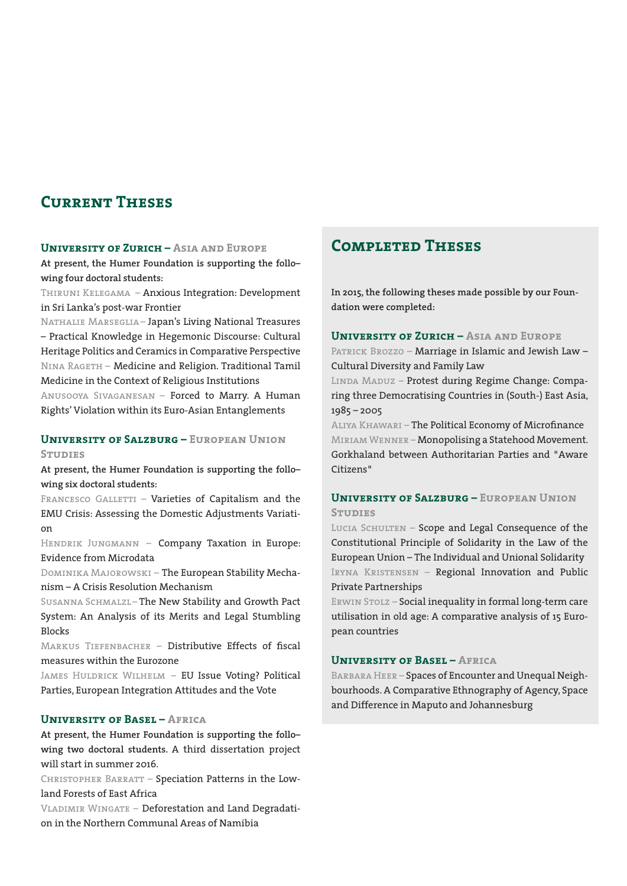## Current Theses

### University of Zurich – Asia and Europe

**At present, the Humer Foundation is supporting the following four doctoral students:**

Thiruni Kelegama – Anxious Integration: Development in Sri Lanka's post-war Frontier

Nathalie Marseglia – Japan's Living National Treasures – Practical Knowledge in Hegemonic Discourse: Cultural Heritage Politics and Ceramics in Comparative Perspective

Nina Rageth – Medicine and Religion. Traditional Tamil Medicine in the Context of Religious Institutions

Anusooya Sivaganesan – Forced to Marry. A Human Rights' Violation within its Euro-Asian Entanglements

### University of Salzburg – European Union Studies

**At present, the Humer Foundation is supporting the following six doctoral students:**

Francesco Galletti – Varieties of Capitalism and the EMU Crisis: Assessing the Domestic Adjustments Variation

Hendrik Jungmann – Company Taxation in Europe: Evidence from Microdata

Dominika Majorowski – The European Stability Mechanism – A Crisis Resolution Mechanism

Susanna Schmalzl – The New Stability and Growth Pact System: An Analysis of its Merits and Legal Stumbling Blocks

Markus Tiefenbacher – Distributive Effects of fiscal measures within the Eurozone

James Huldrick Wilhelm – EU Issue Voting? Political Parties, European Integration Attitudes and the Vote

### University of Basel – Africa

**At present, the Humer Foundation is supporting the following two doctoral students. A third dissertation project will start in summer 2016.**

Christopher Barratt – Speciation Patterns in the Lowland Forests of East Africa

Vladimir Wingate – Deforestation and Land Degradation in the Northern Communal Areas of Namibia

## Completed Theses

**In 2015, the following theses made possible by our Foundation were completed:**

### University of Zurich – Asia and Europe

Patrick Brozzo – Marriage in Islamic and Jewish Law – Cultural Diversity and Family Law

Linda Maduz – Protest during Regime Change: Comparing three Democratising Countries in (South-) East Asia, 1985 – 2005

Aliya Khawari – The Political Economy of Microfinance

Miriam Wenner – Monopolising a Statehood Movement. Gorkhaland between Authoritarian Parties and "Aware Citizens"

### University of Salzburg – European Union Studies

Lucia Schulten – Scope and Legal Consequence of the Constitutional Principle of Solidarity in the Law of the European Union – The Individual and Unional Solidarity

Iryna Kristensen – Regional Innovation and Public Private Partnerships

Erwin Stolz – Social inequality in formal long-term care utilisation in old age: A comparative analysis of 15 European countries

### University of Basel – Africa

Barbara Heer – Spaces of Encounter and Unequal Neighbourhoods. A Comparative Ethnography of Agency, Space and Difference in Maputo and Johannesburg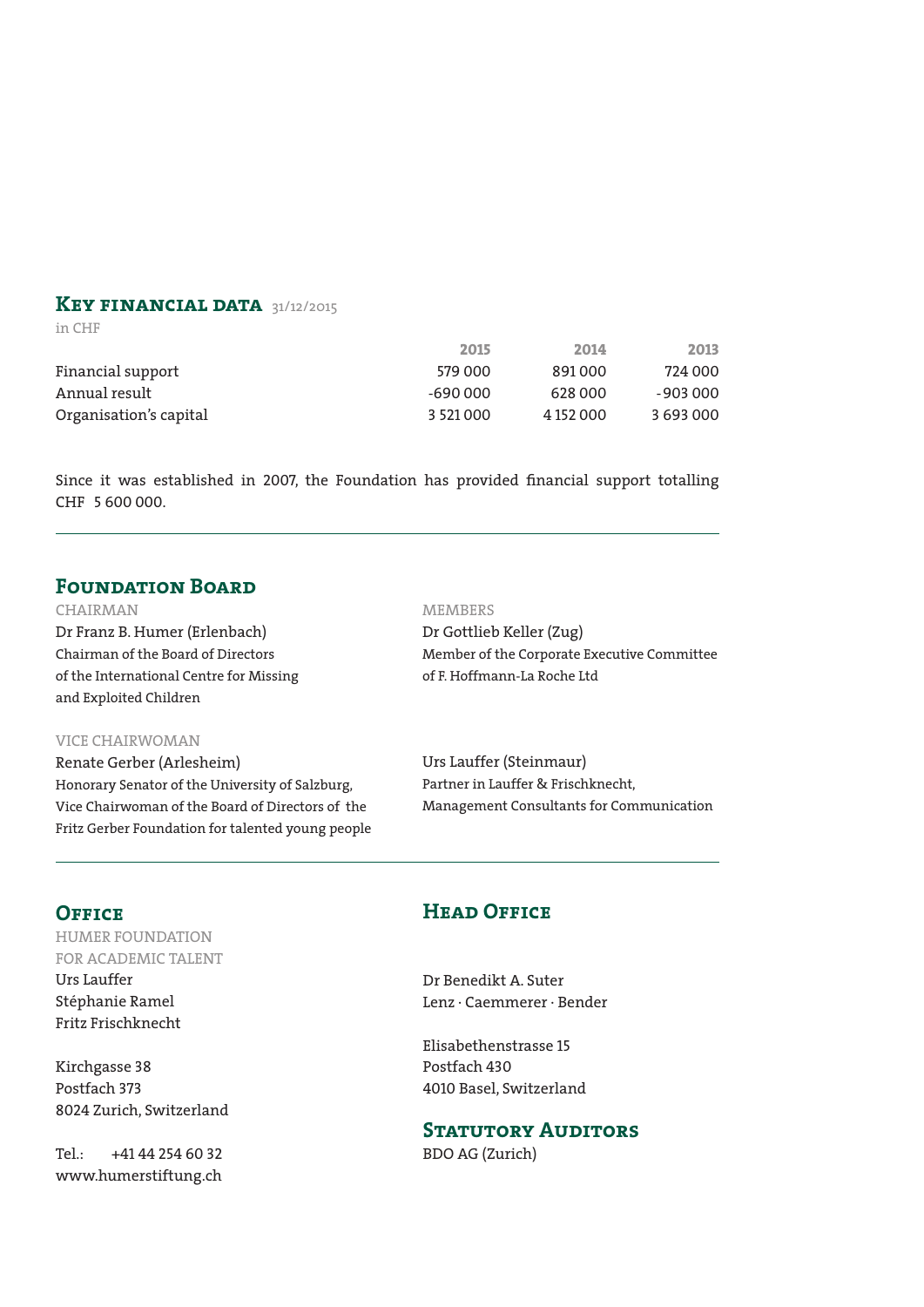## Key financial data 31/12/2015

in CHF

| | 2015 | 2014 | 2013 |
|---|---|---|---|
| Financial support | 579 000 | 891 000 | 724 000 |
| Annual result | -690 000 | 628 000 | -903 000 |
| Organisation's capital | 3 521 000 | 4 152 000 | 3 693 000 |

Since it was established in 2007, the Foundation has provided financial support totalling CHF 5 600 000.

---

## Foundation Board

CHAIRMAN

Dr Franz B. Humer (Erlenbach)
Chairman of the Board of Directors of the International Centre for Missing and Exploited Children

VICE CHAIRWOMAN

Renate Gerber (Arlesheim)
Honorary Senator of the University of Salzburg, Vice Chairwoman of the Board of Directors of the Fritz Gerber Foundation for talented young people

MEMBERS

Dr Gottlieb Keller (Zug)
Member of the Corporate Executive Committee of F. Hoffmann-La Roche Ltd

Urs Lauffer (Steinmaur)
Partner in Lauffer & Frischknecht, Management Consultants for Communication

---

## Office

HUMER FOUNDATION FOR ACADEMIC TALENT

Urs Lauffer
Stéphanie Ramel
Fritz Frischknecht

Kirchgasse 38
Postfach 373
8024 Zurich, Switzerland

Tel.: +41 44 254 60 32
www.humerstiftung.ch

## Head Office

Dr Benedikt A. Suter
Lenz · Caemmerer · Bender

Elisabethenstrasse 15
Postfach 430
4010 Basel, Switzerland

## Statutory Auditors

BDO AG (Zurich)